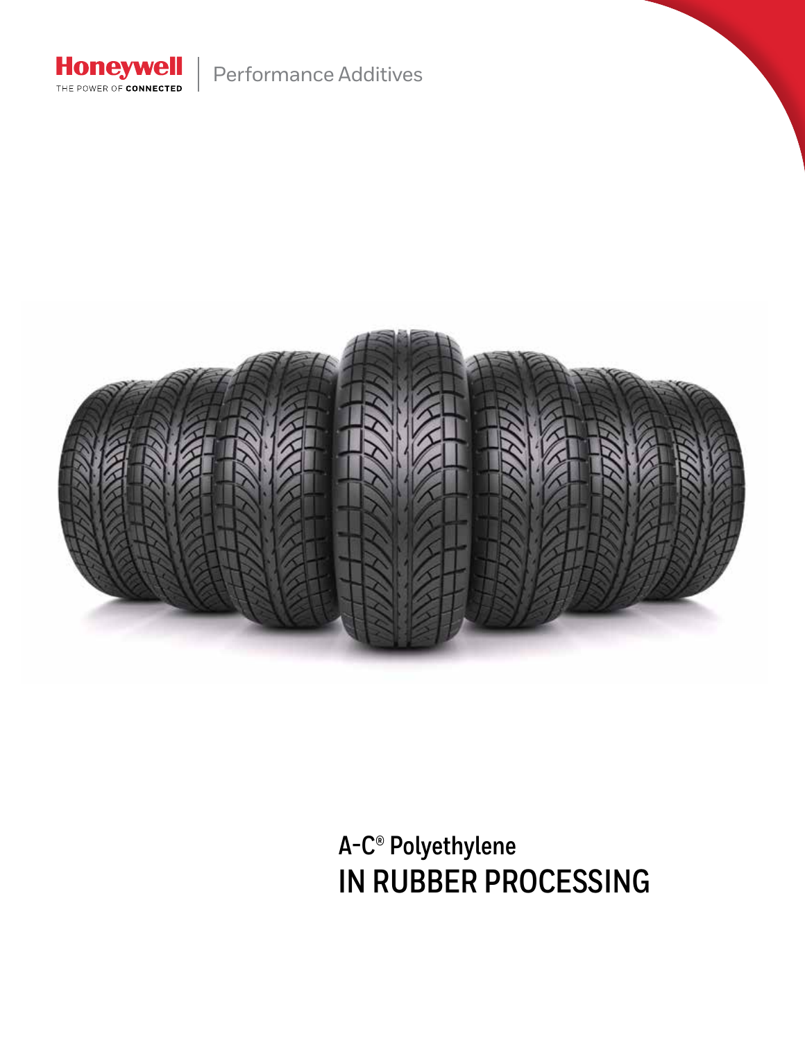Honeywell
THE POWER OF CONNECTED

Performance Additives

# A-C® Polyethylene
# IN RUBBER PROCESSING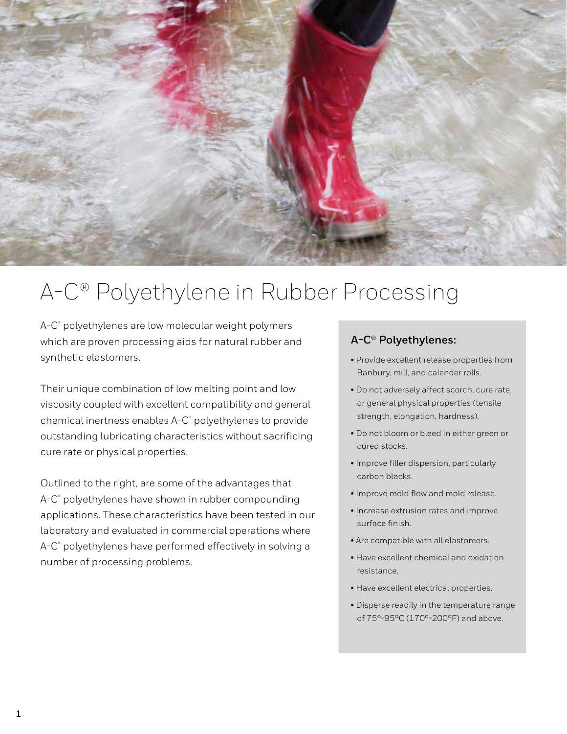# A-C® Polyethylene in Rubber Processing

A-C® polyethylenes are low molecular weight polymers which are proven processing aids for natural rubber and synthetic elastomers.

Their unique combination of low melting point and low viscosity coupled with excellent compatibility and general chemical inertness enables A-C® polyethylenes to provide outstanding lubricating characteristics without sacrificing cure rate or physical properties.

Outlined to the right, are some of the advantages that A-C® polyethylenes have shown in rubber compounding applications. These characteristics have been tested in our laboratory and evaluated in commercial operations where A-C® polyethylenes have performed effectively in solving a number of processing problems.

### A-C® Polyethylenes:

- Provide excellent release properties from Banbury, mill, and calender rolls.
- Do not adversely affect scorch, cure rate, or general physical properties (tensile strength, elongation, hardness).
- Do not bloom or bleed in either green or cured stocks.
- Improve filler dispersion, particularly carbon blacks.
- Improve mold flow and mold release.
- Increase extrusion rates and improve surface finish.
- Are compatible with all elastomers.
- Have excellent chemical and oxidation resistance.
- Have excellent electrical properties.
- Disperse readily in the temperature range of 75°-95°C (170°-200°F) and above.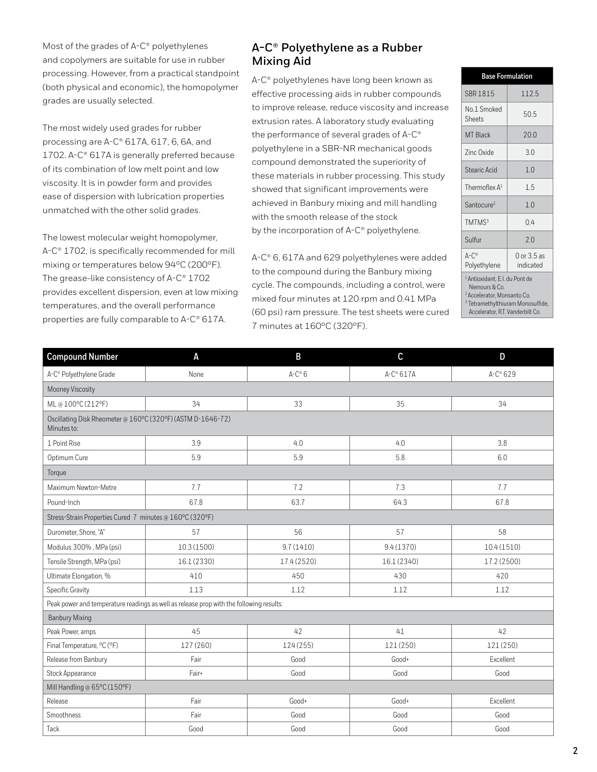Most of the grades of A-C® polyethylenes and copolymers are suitable for use in rubber processing. However, from a practical standpoint (both physical and economic), the homopolymer grades are usually selected.

The most widely used grades for rubber processing are A-C® 617A, 617, 6, 6A, and 1702. A-C® 617A is generally preferred because of its combination of low melt point and low viscosity. It is in powder form and provides ease of dispersion with lubrication properties unmatched with the other solid grades.

The lowest molecular weight homopolymer, A-C® 1702, is specifically recommended for mill mixing or temperatures below 94°C (200°F). The grease-like consistency of A-C® 1702 provides excellent dispersion, even at low mixing temperatures, and the overall performance properties are fully comparable to A-C® 617A.

## A-C® Polyethylene as a Rubber Mixing Aid

A-C® polyethylenes have long been known as effective processing aids in rubber compounds to improve release, reduce viscosity and increase extrusion rates. A laboratory study evaluating the performance of several grades of A-C® polyethylene in a SBR-NR mechanical goods compound demonstrated the superiority of these materials in rubber processing. This study showed that significant improvements were achieved in Banbury mixing and mill handling with the smooth release of the stock by the incorporation of A-C® polyethylene.

A-C® 6, 617A and 629 polyethylenes were added to the compound during the Banbury mixing cycle. The compounds, including a control, were mixed four minutes at 120 rpm and 0.41 MPa (60 psi) ram pressure. The test sheets were cured 7 minutes at 160°C (320°F).

| Base Formulation | |
|---|---|
| SBR 1815 | 112.5 |
| No.1 Smoked Sheets | 50.5 |
| MT Black | 20.0 |
| Zinc Oxide | 3.0 |
| Stearic Acid | 1.0 |
| Thermoflex A[1] | 1.5 |
| Santocure[2] | 1.0 |
| TMTMS[3] | 0.4 |
| Sulfur | 2.0 |
| A-C® Polyethylene | 0 or 3.5 as indicated |

[1] Antioxidant, E.I. du Pont de Nemours & Co.
[2] Accelerator, Monsanto Co.
[3] Tetramethylthiuram Monosulfide, Accelerator, R.T. Vanderbilt Co.

| Compound Number | A | B | C | D |
|---|---|---|---|---|
| A-C® Polyethylene Grade | None | A-C® 6 | A-C® 617A | A-C® 629 |
| Mooney Viscosity | | | | |
| ML @ 100°C (212°F) | 34 | 33 | 35 | 34 |
| Oscillating Disk Rheometer @ 160°C (320°F) (ASTM D-1646-72) Minutes to: | | | | |
| 1 Point Rise | 3.9 | 4.0 | 4.0 | 3.8 |
| Optimum Cure | 5.9 | 5.9 | 5.8 | 6.0 |
| Torque | | | | |
| Maximum Newton-Metre | 7.7 | 7.2 | 7.3 | 7.7 |
| Pound-Inch | 67.8 | 63.7 | 64.3 | 67.8 |
| Stress-Strain Properties Cured 7 minutes @ 160°C (320°F) | | | | |
| Durometer, Shore, "A" | 57 | 56 | 57 | 58 |
| Modulus 300%, MPa (psi) | 10.3 (1500) | 9.7 (1410) | 9.4 (1370) | 10.4 (1510) |
| Tensile Strength, MPa (psi) | 16.1 (2330) | 17.4 (2520) | 16.1 (2340) | 17.2 (2500) |
| Ultimate Elongation, % | 410 | 450 | 430 | 420 |
| Specific Gravity | 1.13 | 1.12 | 1.12 | 1.12 |
| Peak power and temperature readings as well as release prop with the following results: | | | | |
| Banbury Mixing | | | | |
| Peak Power, amps | 45 | 42 | 41 | 42 |
| Final Temperature, °C (°F) | 127 (260) | 124 (255) | 121 (250) | 121 (250) |
| Release from Banbury | Fair | Good | Good+ | Excellent |
| Stock Appearance | Fair+ | Good | Good | Good |
| Mill Handling @ 65°C (150°F) | | | | |
| Release | Fair | Good+ | Good+ | Excellent |
| Smoothness | Fair | Good | Good | Good |
| Tack | Good | Good | Good | Good |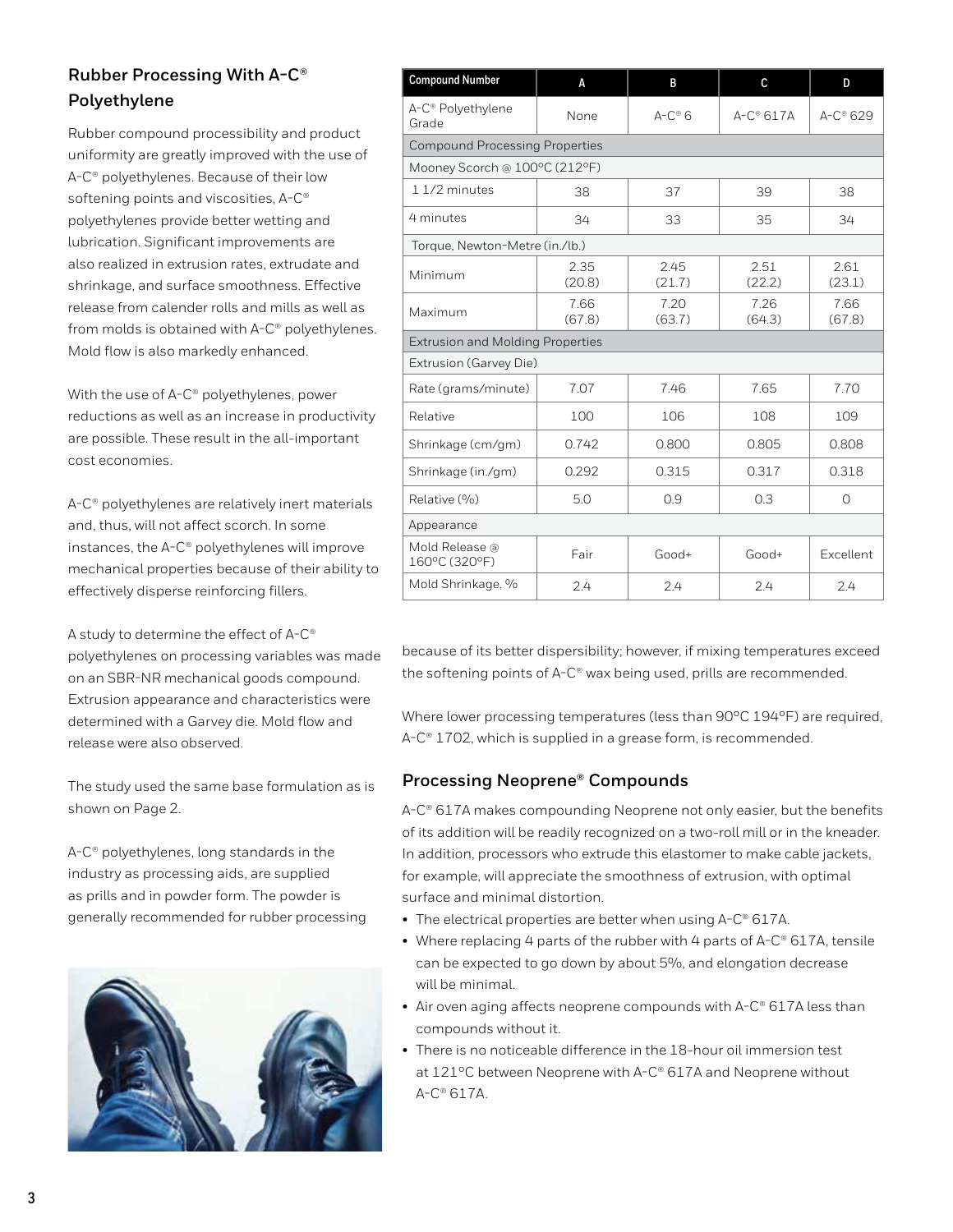## Rubber Processing With A-C® Polyethylene

Rubber compound processibility and product uniformity are greatly improved with the use of A-C® polyethylenes. Because of their low softening points and viscosities, A-C® polyethylenes provide better wetting and lubrication. Significant improvements are also realized in extrusion rates, extrudate and shrinkage, and surface smoothness. Effective release from calender rolls and mills as well as from molds is obtained with A-C® polyethylenes. Mold flow is also markedly enhanced.

With the use of A-C® polyethylenes, power reductions as well as an increase in productivity are possible. These result in the all-important cost economies.

A-C® polyethylenes are relatively inert materials and, thus, will not affect scorch. In some instances, the A-C® polyethylenes will improve mechanical properties because of their ability to effectively disperse reinforcing fillers.

A study to determine the effect of A-C® polyethylenes on processing variables was made on an SBR-NR mechanical goods compound. Extrusion appearance and characteristics were determined with a Garvey die. Mold flow and release were also observed.

The study used the same base formulation as is shown on Page 2.

A-C® polyethylenes, long standards in the industry as processing aids, are supplied as prills and in powder form. The powder is generally recommended for rubber processing because of its better dispersibility; however, if mixing temperatures exceed the softening points of A-C® wax being used, prills are recommended.

Where lower processing temperatures (less than 90°C 194°F) are required, A-C® 1702, which is supplied in a grease form, is recommended.

| Compound Number | A | B | C | D |
|---|---|---|---|---|
| A-C® Polyethylene Grade | None | A-C® 6 | A-C® 617A | A-C® 629 |
| Compound Processing Properties | | | | |
| Mooney Scorch @ 100°C (212°F) | | | | |
| 1 1/2 minutes | 38 | 37 | 39 | 38 |
| 4 minutes | 34 | 33 | 35 | 34 |
| Torque, Newton-Metre (in./lb.) | | | | |
| Minimum | 2.35 (20.8) | 2.45 (21.7) | 2.51 (22.2) | 2.61 (23.1) |
| Maximum | 7.66 (67.8) | 7.20 (63.7) | 7.26 (64.3) | 7.66 (67.8) |
| Extrusion and Molding Properties | | | | |
| Extrusion (Garvey Die) | | | | |
| Rate (grams/minute) | 7.07 | 7.46 | 7.65 | 7.70 |
| Relative | 100 | 106 | 108 | 109 |
| Shrinkage (cm/gm) | 0.742 | 0.800 | 0.805 | 0.808 |
| Shrinkage (in./gm) | 0.292 | 0.315 | 0.317 | 0.318 |
| Relative (%) | 5.0 | 0.9 | 0.3 | 0 |
| Appearance | | | | |
| Mold Release @ 160°C (320°F) | Fair | Good+ | Good+ | Excellent |
| Mold Shrinkage, % | 2.4 | 2.4 | 2.4 | 2.4 |

## Processing Neoprene® Compounds

A-C® 617A makes compounding Neoprene not only easier, but the benefits of its addition will be readily recognized on a two-roll mill or in the kneader. In addition, processors who extrude this elastomer to make cable jackets, for example, will appreciate the smoothness of extrusion, with optimal surface and minimal distortion.

- The electrical properties are better when using A-C® 617A.
- Where replacing 4 parts of the rubber with 4 parts of A-C® 617A, tensile can be expected to go down by about 5%, and elongation decrease will be minimal.
- Air oven aging affects neoprene compounds with A-C® 617A less than compounds without it.
- There is no noticeable difference in the 18-hour oil immersion test at 121°C between Neoprene with A-C® 617A and Neoprene without A-C® 617A.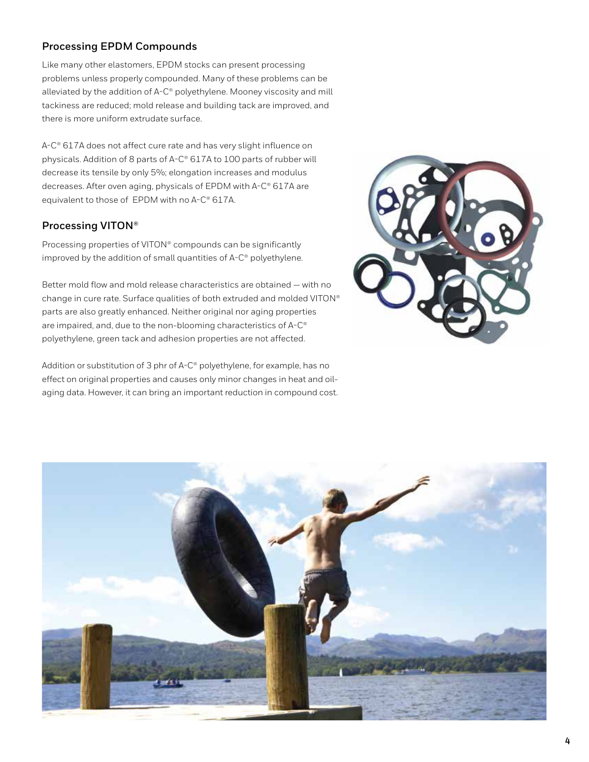## Processing EPDM Compounds

Like many other elastomers, EPDM stocks can present processing problems unless properly compounded. Many of these problems can be alleviated by the addition of A-C® polyethylene. Mooney viscosity and mill tackiness are reduced; mold release and building tack are improved, and there is more uniform extrudate surface.

A-C® 617A does not affect cure rate and has very slight influence on physicals. Addition of 8 parts of A-C® 617A to 100 parts of rubber will decrease its tensile by only 5%; elongation increases and modulus decreases. After oven aging, physicals of EPDM with A-C® 617A are equivalent to those of EPDM with no A-C® 617A.

## Processing VITON®

Processing properties of VITON® compounds can be significantly improved by the addition of small quantities of A-C® polyethylene.

Better mold flow and mold release characteristics are obtained — with no change in cure rate. Surface qualities of both extruded and molded VITON® parts are also greatly enhanced. Neither original nor aging properties are impaired, and, due to the non-blooming characteristics of A-C® polyethylene, green tack and adhesion properties are not affected.

Addition or substitution of 3 phr of A-C® polyethylene, for example, has no effect on original properties and causes only minor changes in heat and oil-aging data. However, it can bring an important reduction in compound cost.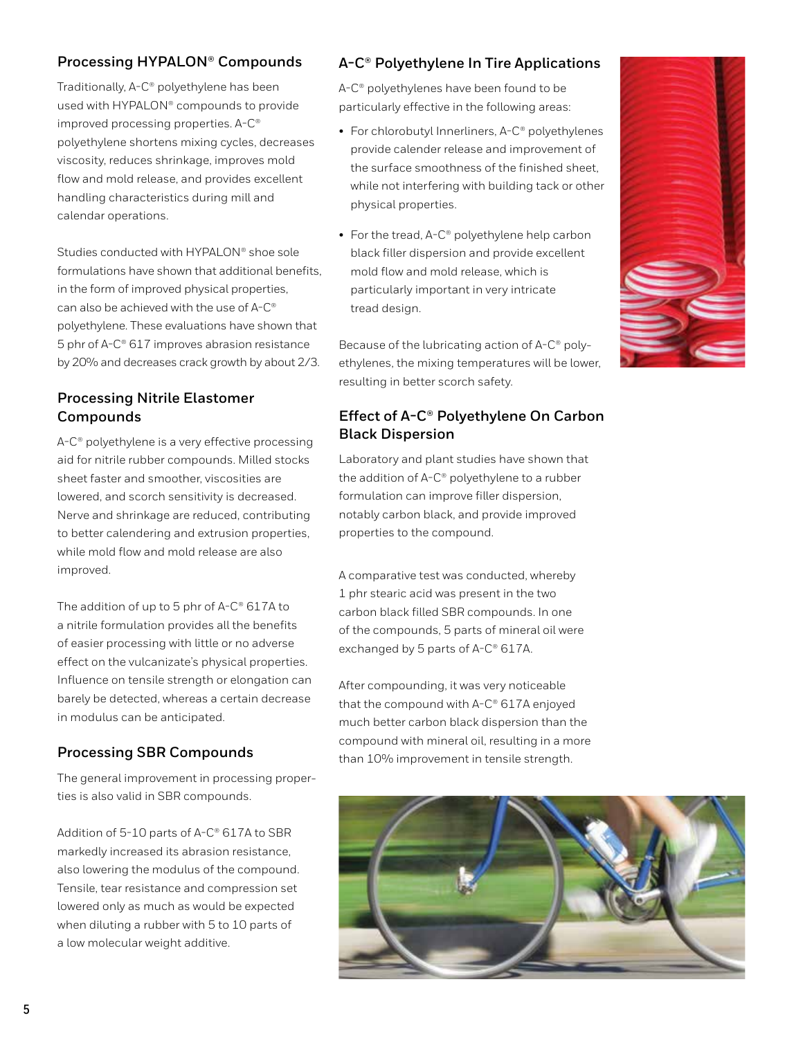## Processing HYPALON® Compounds

Traditionally, A-C® polyethylene has been used with HYPALON® compounds to provide improved processing properties. A-C® polyethylene shortens mixing cycles, decreases viscosity, reduces shrinkage, improves mold flow and mold release, and provides excellent handling characteristics during mill and calendar operations.

Studies conducted with HYPALON® shoe sole formulations have shown that additional benefits, in the form of improved physical properties, can also be achieved with the use of A-C® polyethylene. These evaluations have shown that 5 phr of A-C® 617 improves abrasion resistance by 20% and decreases crack growth by about 2/3.

## Processing Nitrile Elastomer Compounds

A-C® polyethylene is a very effective processing aid for nitrile rubber compounds. Milled stocks sheet faster and smoother, viscosities are lowered, and scorch sensitivity is decreased. Nerve and shrinkage are reduced, contributing to better calendering and extrusion properties, while mold flow and mold release are also improved.

The addition of up to 5 phr of A-C® 617A to a nitrile formulation provides all the benefits of easier processing with little or no adverse effect on the vulcanizate's physical properties. Influence on tensile strength or elongation can barely be detected, whereas a certain decrease in modulus can be anticipated.

## Processing SBR Compounds

The general improvement in processing properties is also valid in SBR compounds.

Addition of 5-10 parts of A-C® 617A to SBR markedly increased its abrasion resistance, also lowering the modulus of the compound. Tensile, tear resistance and compression set lowered only as much as would be expected when diluting a rubber with 5 to 10 parts of a low molecular weight additive.

## A-C® Polyethylene In Tire Applications

A-C® polyethylenes have been found to be particularly effective in the following areas:

- For chlorobutyl Innerliners, A-C® polyethylenes provide calender release and improvement of the surface smoothness of the finished sheet, while not interfering with building tack or other physical properties.
- For the tread, A-C® polyethylene help carbon black filler dispersion and provide excellent mold flow and mold release, which is particularly important in very intricate tread design.

Because of the lubricating action of A-C® polyethylenes, the mixing temperatures will be lower, resulting in better scorch safety.

## Effect of A-C® Polyethylene On Carbon Black Dispersion

Laboratory and plant studies have shown that the addition of A-C® polyethylene to a rubber formulation can improve filler dispersion, notably carbon black, and provide improved properties to the compound.

A comparative test was conducted, whereby 1 phr stearic acid was present in the two carbon black filled SBR compounds. In one of the compounds, 5 parts of mineral oil were exchanged by 5 parts of A-C® 617A.

After compounding, it was very noticeable that the compound with A-C® 617A enjoyed much better carbon black dispersion than the compound with mineral oil, resulting in a more than 10% improvement in tensile strength.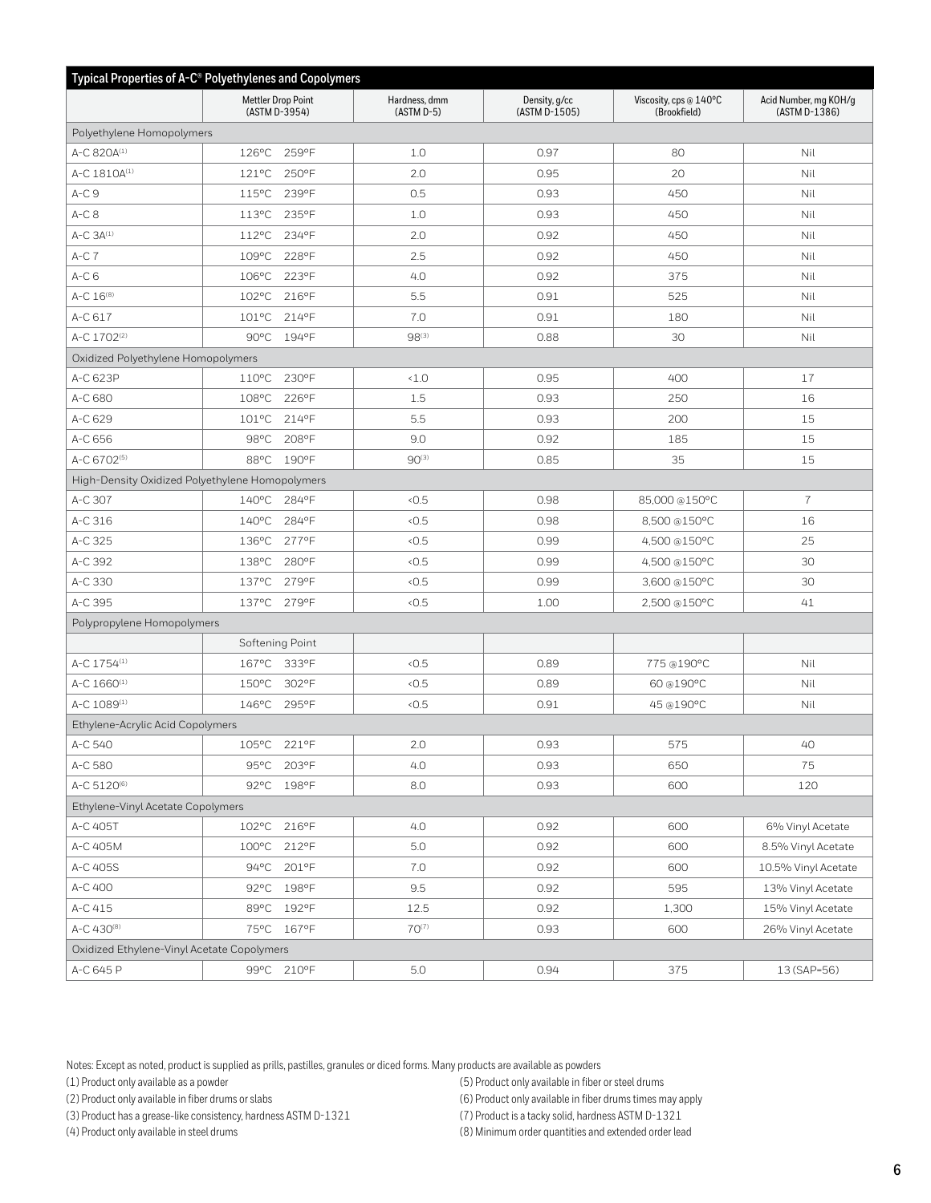| Typical Properties of A-C® Polyethylenes and Copolymers | | | | | |
|---|---|---|---|---|---|
| | Mettler Drop Point (ASTM D-3954) | Hardness, dmm (ASTM D-5) | Density, g/cc (ASTM D-1505) | Viscosity, cps @ 140°C (Brookfield) | Acid Number, mg KOH/g (ASTM D-1386) |
| Polyethylene Homopolymers | | | | | |
| A-C 820A[1] | 126°C 259°F | 1.0 | 0.97 | 80 | Nil |
| A-C 1810A[1] | 121°C 250°F | 2.0 | 0.95 | 20 | Nil |
| A-C 9 | 115°C 239°F | 0.5 | 0.93 | 450 | Nil |
| A-C 8 | 113°C 235°F | 1.0 | 0.93 | 450 | Nil |
| A-C 3A[1] | 112°C 234°F | 2.0 | 0.92 | 450 | Nil |
| A-C 7 | 109°C 228°F | 2.5 | 0.92 | 450 | Nil |
| A-C 6 | 106°C 223°F | 4.0 | 0.92 | 375 | Nil |
| A-C 16[8] | 102°C 216°F | 5.5 | 0.91 | 525 | Nil |
| A-C 617 | 101°C 214°F | 7.0 | 0.91 | 180 | Nil |
| A-C 1702[2] | 90°C 194°F | 98[3] | 0.88 | 30 | Nil |
| Oxidized Polyethylene Homopolymers | | | | | |
| A-C 623P | 110°C 230°F | <1.0 | 0.95 | 400 | 17 |
| A-C 680 | 108°C 226°F | 1.5 | 0.93 | 250 | 16 |
| A-C 629 | 101°C 214°F | 5.5 | 0.93 | 200 | 15 |
| A-C 656 | 98°C 208°F | 9.0 | 0.92 | 185 | 15 |
| A-C 6702[5] | 88°C 190°F | 90[3] | 0.85 | 35 | 15 |
| High-Density Oxidized Polyethylene Homopolymers | | | | | |
| A-C 307 | 140°C 284°F | <0.5 | 0.98 | 85,000 @150°C | 7 |
| A-C 316 | 140°C 284°F | <0.5 | 0.98 | 8,500 @150°C | 16 |
| A-C 325 | 136°C 277°F | <0.5 | 0.99 | 4,500 @150°C | 25 |
| A-C 392 | 138°C 280°F | <0.5 | 0.99 | 4,500 @150°C | 30 |
| A-C 330 | 137°C 279°F | <0.5 | 0.99 | 3,600 @150°C | 30 |
| A-C 395 | 137°C 279°F | <0.5 | 1.00 | 2,500 @150°C | 41 |
| Polypropylene Homopolymers | | | | | |
| | Softening Point | | | | |
| A-C 1754[1] | 167°C 333°F | <0.5 | 0.89 | 775 @190°C | Nil |
| A-C 1660[1] | 150°C 302°F | <0.5 | 0.89 | 60 @190°C | Nil |
| A-C 1089[1] | 146°C 295°F | <0.5 | 0.91 | 45 @190°C | Nil |
| Ethylene-Acrylic Acid Copolymers | | | | | |
| A-C 540 | 105°C 221°F | 2.0 | 0.93 | 575 | 40 |
| A-C 580 | 95°C 203°F | 4.0 | 0.93 | 650 | 75 |
| A-C 5120[6] | 92°C 198°F | 8.0 | 0.93 | 600 | 120 |
| Ethylene-Vinyl Acetate Copolymers | | | | | |
| A-C 405T | 102°C 216°F | 4.0 | 0.92 | 600 | 6% Vinyl Acetate |
| A-C 405M | 100°C 212°F | 5.0 | 0.92 | 600 | 8.5% Vinyl Acetate |
| A-C 405S | 94°C 201°F | 7.0 | 0.92 | 600 | 10.5% Vinyl Acetate |
| A-C 400 | 92°C 198°F | 9.5 | 0.92 | 595 | 13% Vinyl Acetate |
| A-C 415 | 89°C 192°F | 12.5 | 0.92 | 1,300 | 15% Vinyl Acetate |
| A-C 430[8] | 75°C 167°F | 70[7] | 0.93 | 600 | 26% Vinyl Acetate |
| Oxidized Ethylene-Vinyl Acetate Copolymers | | | | | |
| A-C 645 P | 99°C 210°F | 5.0 | 0.94 | 375 | 13 (SAP=56) |

Notes: Except as noted, product is supplied as prills, pastilles, granules or diced forms. Many products are available as powders

(1) Product only available as a powder
(2) Product only available in fiber drums or slabs
(3) Product has a grease-like consistency, hardness ASTM D-1321
(4) Product only available in steel drums
(5) Product only available in fiber or steel drums
(6) Product only available in fiber drums times may apply
(7) Product is a tacky solid, hardness ASTM D-1321
(8) Minimum order quantities and extended order lead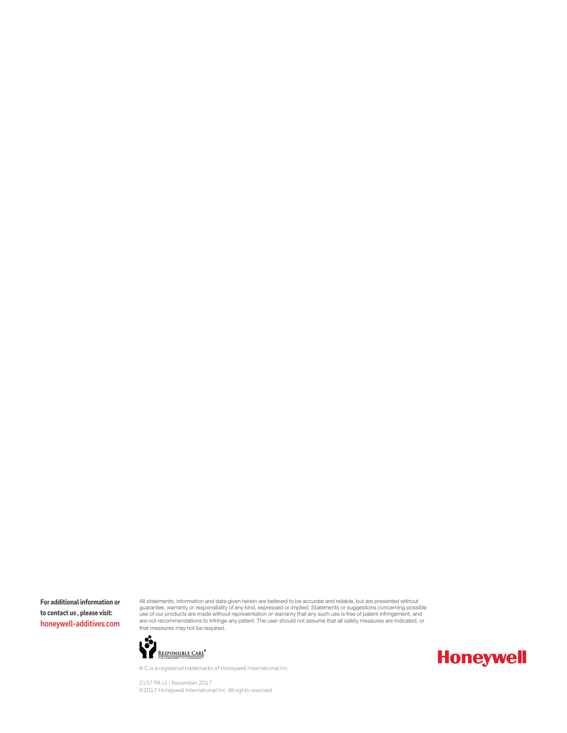**For additional information or to contact us , please visit:**
honeywell-additives.com

All statements, information and data given herein are believed to be accurate and reliable, but are presented without guarantee, warranty or responsibility of any kind, expressed or implied. Statements or suggestions concerning possible use of our products are made without representation or warranty that any such use is free of patent infringement, and are not recommendations to infringe any patent. The user should not assume that all safety measures are indicated, or that measures may not be required.

A-C is a registered trademarks of Honeywell International Inc.

2157 PA v1 | November 2017
©2017 Honeywell International Inc. All rights reserved.